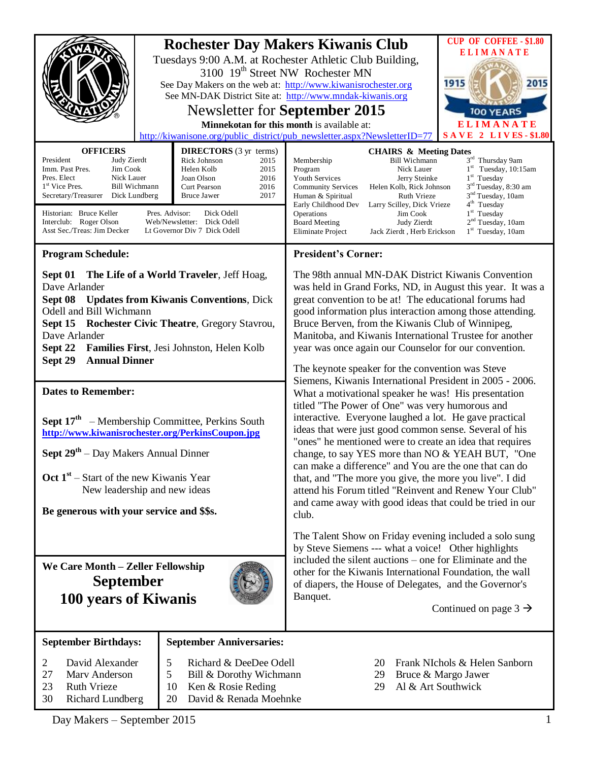# Rochester Day Makers Kiwanis Club

Tuesdays 9:00 A.M. at Rochester Athletic Club Building, 3100 19th Street NW Rochester MN

See Day Makers on the web at: http://www.kiwanisrochester.org

See MN-DAK District Site at: http://www.mndak-kiwanis.org

## Newsletter for **September 2015**

**Minnekotan for this month** is available at: http://kiwanisone.org/public_district/pub_newsletter.aspx?NewsletterID=77

CUP OF COFFEE - $1.80 ELIMANATE

1915 2015 100 YEARS

ELIMANATE SAVE 2 LIVES - $1.80

| OFFICERS | |
|---|---|
| President | Judy Zierdt |
| Imm. Past Pres. | Jim Cook |
| Pres. Elect | Nick Lauer |
| 1st Vice Pres. | Bill Wichmann |
| Secretary/Treasurer | Dick Lundberg |

| DIRECTORS (3 yr terms) | |
|---|---|
| Rick Johnson | 2015 |
| Helen Kolb | 2015 |
| Joan Olson | 2016 |
| Curt Pearson | 2016 |
| Bruce Jawer | 2017 |

Historian: Bruce Keller
Interclub: Roger Olson
Asst Sec./Treas: Jim Decker
Pres. Advisor: Dick Odell
Web/Newsletter: Dick Odell
Lt Governor Div 7 Dick Odell

| CHAIRS & Meeting Dates | | |
|---|---|---|
| Membership | Bill Wichmann | 3rd Thursday 9am |
| Program | Nick Lauer | 1st Tuesday, 10:15am |
| Youth Services | Jerry Steinke | 1st Tuesday |
| Community Services | Helen Kolb, Rick Johnson | 3rd Tuesday, 8:30 am |
| Human & Spiritual | Ruth Vrieze | 3nd Tuesday, 10am |
| Early Childhood Dev | Larry Scilley, Dick Vrieze | 4th Tuesday |
| Operations | Jim Cook | 1st Tuesday |
| Board Meeting | Judy Zierdt | 2nd Tuesday, 10am |
| Eliminate Project | Jack Zierdt , Herb Erickson | 1st Tuesday, 10am |

## Program Schedule:

**Sept 01 The Life of a World Traveler**, Jeff Hoag, Dave Arlander
**Sept 08 Updates from Kiwanis Conventions**, Dick Odell and Bill Wichmann
**Sept 15 Rochester Civic Theatre**, Gregory Stavrou, Dave Arlander
**Sept 22 Families First**, Jesi Johnston, Helen Kolb
**Sept 29 Annual Dinner**

## Dates to Remember:

**Sept 17th** – Membership Committee, Perkins South
**http://www.kiwanisrochester.org/PerkinsCoupon.jpg**

**Sept 29th** – Day Makers Annual Dinner

**Oct 1st** – Start of the new Kiwanis Year
New leadership and new ideas

**Be generous with your service and $$s.**

## We Care Month – Zeller Fellowship
## September
## 100 years of Kiwanis

## President's Corner:

The 98th annual MN-DAK District Kiwanis Convention was held in Grand Forks, ND, in August this year. It was a great convention to be at! The educational forums had good information plus interaction among those attending. Bruce Berven, from the Kiwanis Club of Winnipeg, Manitoba, and Kiwanis International Trustee for another year was once again our Counselor for our convention.

The keynote speaker for the convention was Steve Siemens, Kiwanis International President in 2005 - 2006. What a motivational speaker he was! His presentation titled "The Power of One" was very humorous and interactive. Everyone laughed a lot. He gave practical ideas that were just good common sense. Several of his "ones" he mentioned were to create an idea that requires change, to say YES more than NO & YEAH BUT, "One can make a difference" and You are the one that can do that, and "The more you give, the more you live". I did attend his Forum titled "Reinvent and Renew Your Club" and came away with good ideas that could be tried in our club.

The Talent Show on Friday evening included a solo sung by Steve Siemens --- what a voice! Other highlights included the silent auctions – one for Eliminate and the other for the Kiwanis International Foundation, the wall of diapers, the House of Delegates, and the Governor's Banquet.

Continued on page 3 →

## September Birthdays:

| | |
|---|---|
| 2 | David Alexander |
| 27 | Marv Anderson |
| 23 | Ruth Vrieze |
| 30 | Richard Lundberg |

## September Anniversaries:

| | |
|---|---|
| 5 | Richard & DeeDee Odell |
| 5 | Bill & Dorothy Wichmann |
| 10 | Ken & Rosie Reding |
| 20 | David & Renada Moehnke |
| 20 | Frank NIchols & Helen Sanborn |
| 29 | Bruce & Margo Jawer |
| 29 | Al & Art Southwick |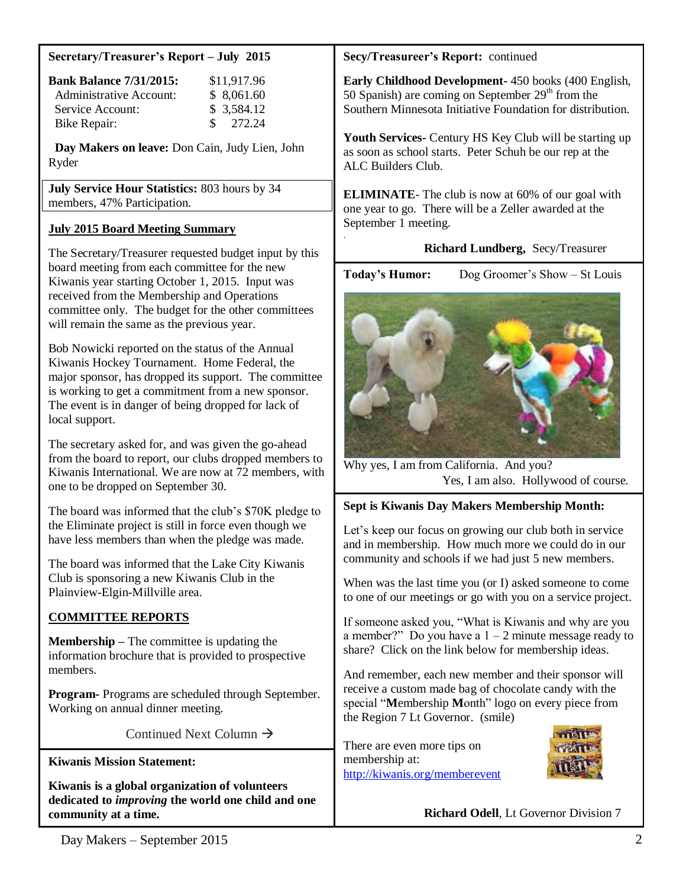**Secretary/Treasurer's Report – July 2015**

| **Bank Balance 7/31/2015:** | $11,917.96 |
|---|---|
| Administrative Account: | $ 8,061.60 |
| Service Account: | $ 3,584.12 |
| Bike Repair: | $ 272.24 |

**Day Makers on leave:** Don Cain, Judy Lien, John Ryder

**July Service Hour Statistics:** 803 hours by 34 members, 47% Participation.

**July 2015 Board Meeting Summary**

The Secretary/Treasurer requested budget input by this board meeting from each committee for the new Kiwanis year starting October 1, 2015. Input was received from the Membership and Operations committee only. The budget for the other committees will remain the same as the previous year.

Bob Nowicki reported on the status of the Annual Kiwanis Hockey Tournament. Home Federal, the major sponsor, has dropped its support. The committee is working to get a commitment from a new sponsor. The event is in danger of being dropped for lack of local support.

The secretary asked for, and was given the go-ahead from the board to report, our clubs dropped members to Kiwanis International. We are now at 72 members, with one to be dropped on September 30.

The board was informed that the club's $70K pledge to the Eliminate project is still in force even though we have less members than when the pledge was made.

The board was informed that the Lake City Kiwanis Club is sponsoring a new Kiwanis Club in the Plainview-Elgin-Millville area.

**COMMITTEE REPORTS**

**Membership** – The committee is updating the information brochure that is provided to prospective members.

**Program-** Programs are scheduled through September. Working on annual dinner meeting.

Continued Next Column →

**Secy/Treasureer's Report:** continued

**Early Childhood Development-** 450 books (400 English, 50 Spanish) are coming on September 29th from the Southern Minnesota Initiative Foundation for distribution.

**Youth Services-** Century HS Key Club will be starting up as soon as school starts. Peter Schuh be our rep at the ALC Builders Club.

**ELIMINATE**- The club is now at 60% of our goal with one year to go. There will be a Zeller awarded at the September 1 meeting.

**Richard Lundberg,** Secy/Treasurer

**Kiwanis Mission Statement:**

**Kiwanis is a global organization of volunteers dedicated to *improving* the world one child and one community at a time.**

**Today's Humor:** Dog Groomer's Show – St Louis

Why yes, I am from California. And you?
Yes, I am also. Hollywood of course.

**Sept is Kiwanis Day Makers Membership Month:**

Let's keep our focus on growing our club both in service and in membership. How much more we could do in our community and schools if we had just 5 new members.

When was the last time you (or I) asked someone to come to one of our meetings or go with you on a service project.

If someone asked you, "What is Kiwanis and why are you a member?" Do you have a 1 – 2 minute message ready to share? Click on the link below for membership ideas.

And remember, each new member and their sponsor will receive a custom made bag of chocolate candy with the special "**M**embership **M**onth" logo on every piece from the Region 7 Lt Governor. (smile)

There are even more tips on membership at:
http://kiwanis.org/memberevent

**Richard Odell**, Lt Governor Division 7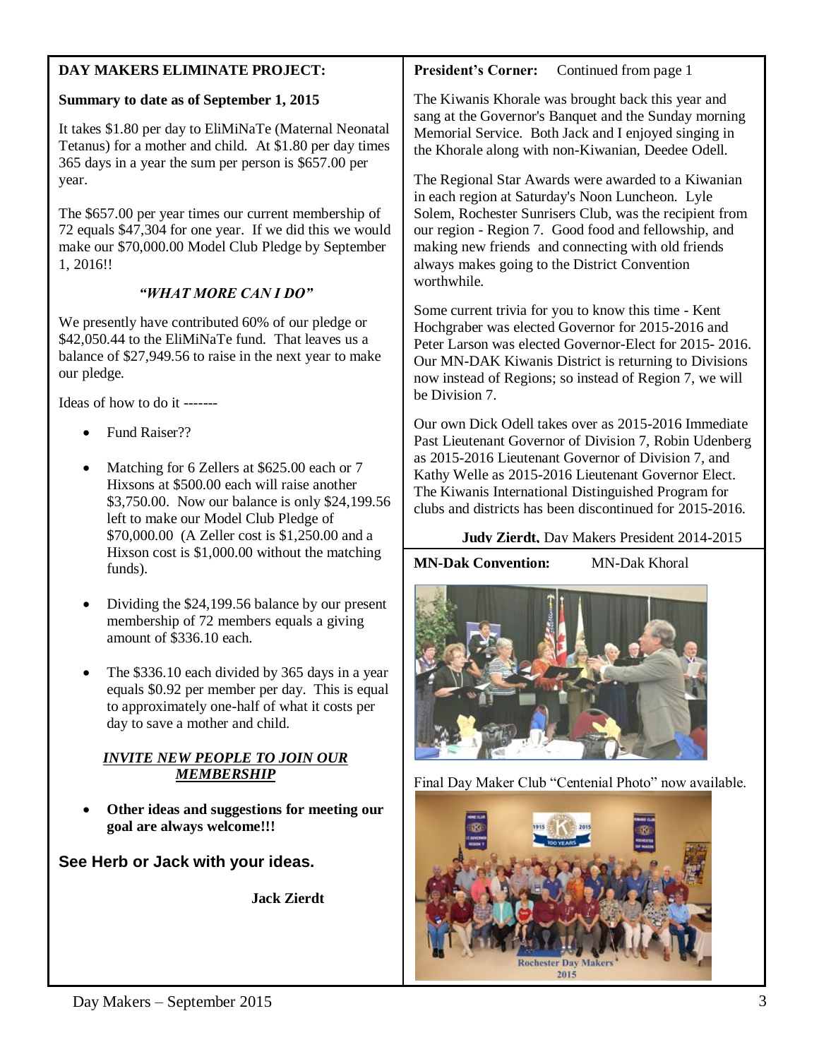**DAY MAKERS ELIMINATE PROJECT:**

**Summary to date as of September 1, 2015**

It takes $1.80 per day to EliMiNaTe (Maternal Neonatal Tetanus) for a mother and child. At $1.80 per day times 365 days in a year the sum per person is $657.00 per year.

The $657.00 per year times our current membership of 72 equals $47,304 for one year. If we did this we would make our $70,000.00 Model Club Pledge by September 1, 2016!!

***"WHAT MORE CAN I DO"***

We presently have contributed 60% of our pledge or $42,050.44 to the EliMiNaTe fund. That leaves us a balance of $27,949.56 to raise in the next year to make our pledge.

Ideas of how to do it -------

- Fund Raiser??
- Matching for 6 Zellers at $625.00 each or 7 Hixsons at $500.00 each will raise another $3,750.00. Now our balance is only $24,199.56 left to make our Model Club Pledge of $70,000.00 (A Zeller cost is $1,250.00 and a Hixson cost is $1,000.00 without the matching funds).
- Dividing the $24,199.56 balance by our present membership of 72 members equals a giving amount of $336.10 each.
- The $336.10 each divided by 365 days in a year equals $0.92 per member per day. This is equal to approximately one-half of what it costs per day to save a mother and child.

***INVITE NEW PEOPLE TO JOIN OUR MEMBERSHIP***

- **Other ideas and suggestions for meeting our goal are always welcome!!!**

**See Herb or Jack with your ideas.**

**Jack Zierdt**

**President's Corner:** Continued from page 1

The Kiwanis Khorale was brought back this year and sang at the Governor's Banquet and the Sunday morning Memorial Service. Both Jack and I enjoyed singing in the Khorale along with non-Kiwanian, Deedee Odell.

The Regional Star Awards were awarded to a Kiwanian in each region at Saturday's Noon Luncheon. Lyle Solem, Rochester Sunrisers Club, was the recipient from our region - Region 7. Good food and fellowship, and making new friends and connecting with old friends always makes going to the District Convention worthwhile.

Some current trivia for you to know this time - Kent Hochgraber was elected Governor for 2015-2016 and Peter Larson was elected Governor-Elect for 2015- 2016. Our MN-DAK Kiwanis District is returning to Divisions now instead of Regions; so instead of Region 7, we will be Division 7.

Our own Dick Odell takes over as 2015-2016 Immediate Past Lieutenant Governor of Division 7, Robin Udenberg as 2015-2016 Lieutenant Governor of Division 7, and Kathy Welle as 2015-2016 Lieutenant Governor Elect. The Kiwanis International Distinguished Program for clubs and districts has been discontinued for 2015-2016.

**Judy Zierdt,** Day Makers President 2014-2015

**MN-Dak Convention:** MN-Dak Khoral

Final Day Maker Club "Centenial Photo" now available.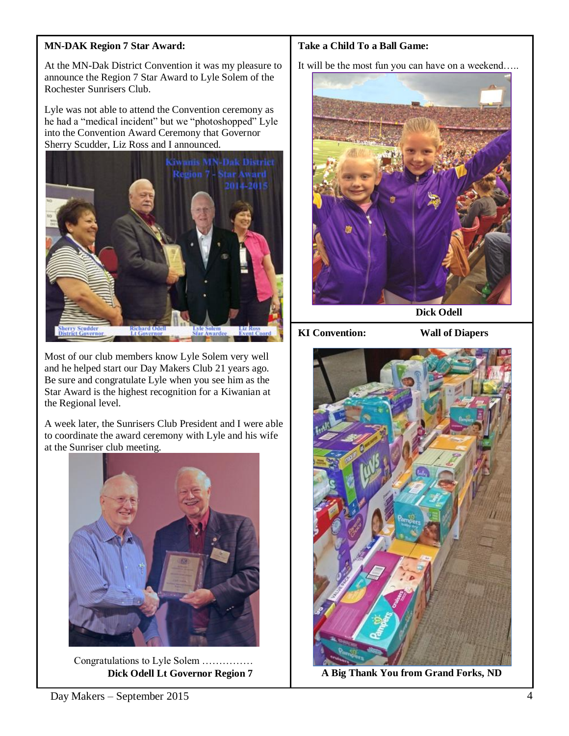**MN-DAK Region 7 Star Award:**

At the MN-Dak District Convention it was my pleasure to announce the Region 7 Star Award to Lyle Solem of the Rochester Sunrisers Club.

Lyle was not able to attend the Convention ceremony as he had a "medical incident" but we "photoshopped" Lyle into the Convention Award Ceremony that Governor Sherry Scudder, Liz Ross and I announced.

Kiwanis MN-Dak District
Region 7 - Star Award
2014-2015

Sherry Scudder District Governor | Richard Odell Lt Governor | Lyle Solem Star Awardee | Liz Ross Event Coord

Most of our club members know Lyle Solem very well and he helped start our Day Makers Club 21 years ago. Be sure and congratulate Lyle when you see him as the Star Award is the highest recognition for a Kiwanian at the Regional level.

A week later, the Sunrisers Club President and I were able to coordinate the award ceremony with Lyle and his wife at the Sunriser club meeting.

Congratulations to Lyle Solem ……………
**Dick Odell Lt Governor Region 7**

**Take a Child To a Ball Game:**

It will be the most fun you can have on a weekend…..

**Dick Odell**

**KI Convention: Wall of Diapers**

**A Big Thank You from Grand Forks, ND**